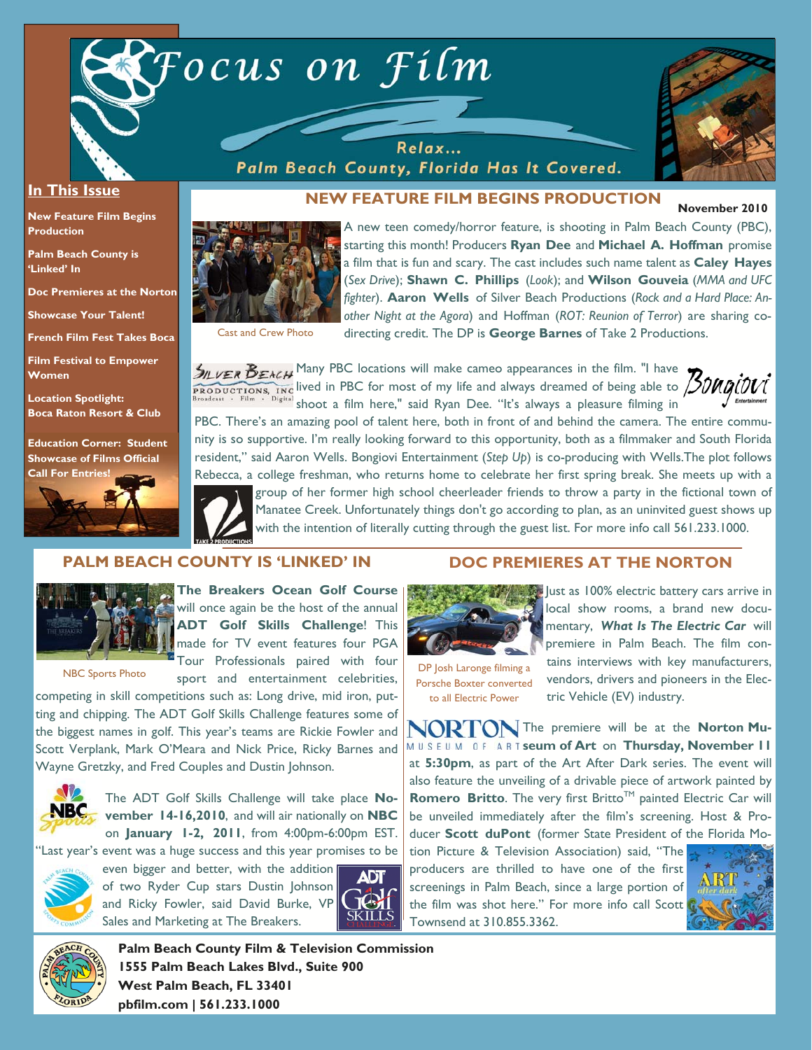# Focus on Film

Relax... Palm Beach County, Florida Has It Covered.

**In This Issue**

- New Feature Film Begins Production
- Palm Beach County is 'Linked' In
- Doc Premieres at the Norton
- Showcase Your Talent!
- French Film Fest Takes Boca
- Film Festival to Empower Women
- Location Spotlight: Boca Raton Resort & Club
- Education Corner: Student Showcase of Films Official Call For Entries!

**November 2010**

## NEW FEATURE FILM BEGINS PRODUCTION

Cast and Crew Photo

A new teen comedy/horror feature, is shooting in Palm Beach County (PBC), starting this month! Producers **Ryan Dee** and **Michael A. Hoffman** promise a film that is fun and scary. The cast includes such name talent as **Caley Hayes** (*Sex Drive*); **Shawn C. Phillips** (*Look*); and **Wilson Gouveia** (*MMA and UFC fighter*). **Aaron Wells** of Silver Beach Productions (*Rock and a Hard Place: Another Night at the Agora*) and Hoffman (*ROT: Reunion of Terror*) are sharing co-directing credit. The DP is **George Barnes** of Take 2 Productions.

Many PBC locations will make cameo appearances in the film. "I have lived in PBC for most of my life and always dreamed of being able to shoot a film here," said Ryan Dee. "It's always a pleasure filming in PBC. There's an amazing pool of talent here, both in front of and behind the camera. The entire community is so supportive. I'm really looking forward to this opportunity, both as a filmmaker and South Florida resident," said Aaron Wells. Bongiovi Entertainment (*Step Up*) is co-producing with Wells.The plot follows Rebecca, a college freshman, who returns home to celebrate her first spring break. She meets up with a group of her former high school cheerleader friends to throw a party in the fictional town of Manatee Creek. Unfortunately things don't go according to plan, as an uninvited guest shows up with the intention of literally cutting through the guest list. For more info call 561.233.1000.

## PALM BEACH COUNTY IS 'LINKED' IN

NBC Sports Photo

**The Breakers Ocean Golf Course** will once again be the host of the annual **ADT Golf Skills Challenge**! This made for TV event features four PGA Tour Professionals paired with four sport and entertainment celebrities, competing in skill competitions such as: Long drive, mid iron, putting and chipping. The ADT Golf Skills Challenge features some of the biggest names in golf. This year's teams are Rickie Fowler and Scott Verplank, Mark O'Meara and Nick Price, Ricky Barnes and Wayne Gretzky, and Fred Couples and Dustin Johnson.

The ADT Golf Skills Challenge will take place **November 14-16,2010**, and will air nationally on **NBC** on **January 1-2, 2011**, from 4:00pm-6:00pm EST. "Last year's event was a huge success and this year promises to be even bigger and better, with the addition of two Ryder Cup stars Dustin Johnson and Ricky Fowler, said David Burke, VP Sales and Marketing at The Breakers.

## DOC PREMIERES AT THE NORTON

DP Josh Laronge filming a Porsche Boxter converted to all Electric Power

Just as 100% electric battery cars arrive in local show rooms, a brand new documentary, ***What Is The Electric Car*** will premiere in Palm Beach. The film contains interviews with key manufacturers, vendors, drivers and pioneers in the Electric Vehicle (EV) industry.

The premiere will be at the **Norton Museum of Art** on **Thursday, November 11** at **5:30pm**, as part of the Art After Dark series. The event will also feature the unveiling of a drivable piece of artwork painted by **Romero Britto**. The very first Britto™ painted Electric Car will be unveiled immediately after the film's screening. Host & Producer **Scott duPont** (former State President of the Florida Motion Picture & Television Association) said, "The producers are thrilled to have one of the first screenings in Palm Beach, since a large portion of the film was shot here." For more info call Scott Townsend at 310.855.3362.

**Palm Beach County Film & Television Commission**
**1555 Palm Beach Lakes Blvd., Suite 900**
**West Palm Beach, FL 33401**
**pbfilm.com | 561.233.1000**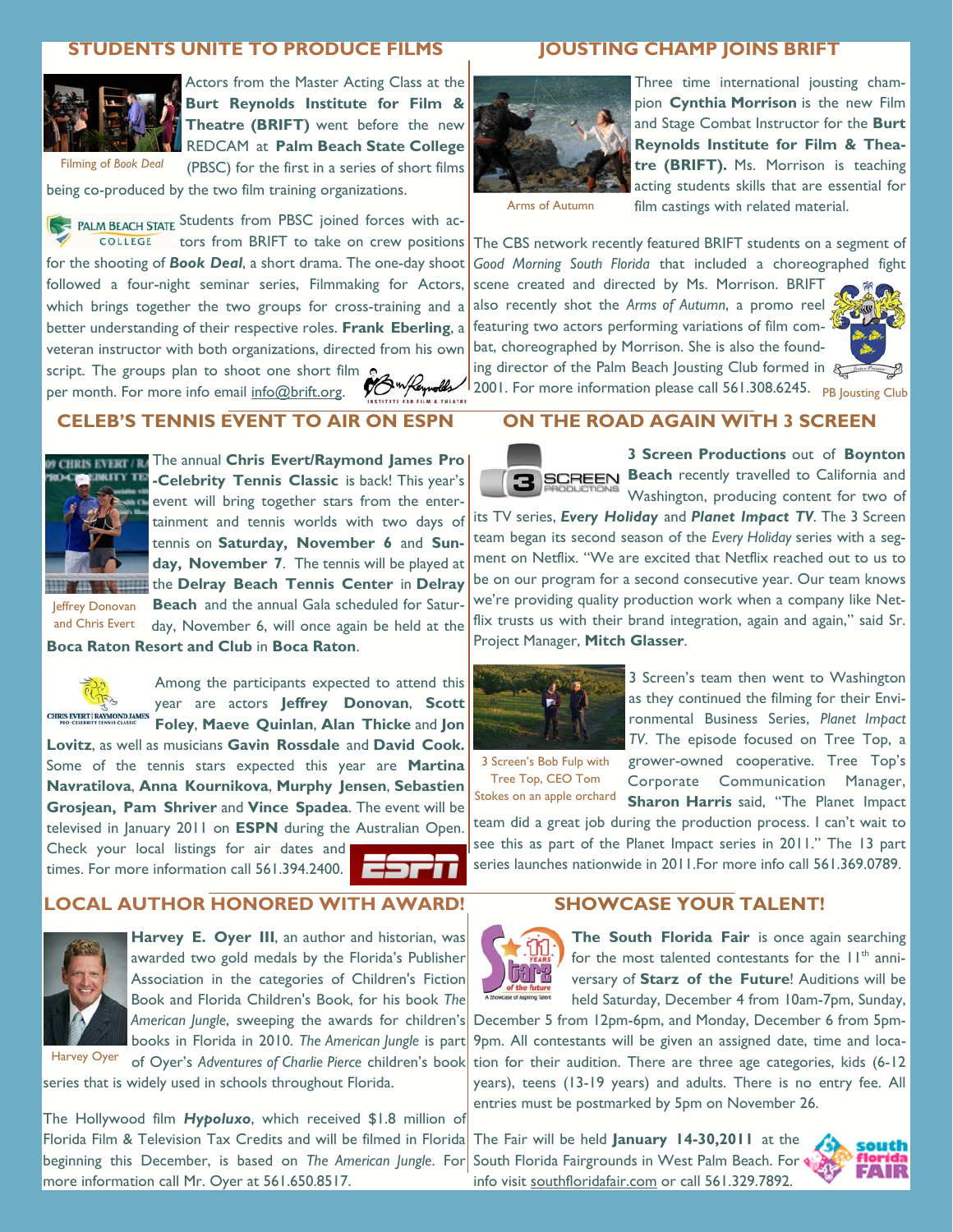## STUDENTS UNITE TO PRODUCE FILMS

Filming of *Book Deal*

Actors from the Master Acting Class at the **Burt Reynolds Institute for Film & Theatre (BRIFT)** went before the new REDCAM at **Palm Beach State College** (PBSC) for the first in a series of short films being co-produced by the two film training organizations.

Students from PBSC joined forces with actors from BRIFT to take on crew positions for the shooting of ***Book Deal***, a short drama. The one-day shoot followed a four-night seminar series, Filmmaking for Actors, which brings together the two groups for cross-training and a better understanding of their respective roles. **Frank Eberling**, a veteran instructor with both organizations, directed from his own script. The groups plan to shoot one short film per month. For more info email info@brift.org.

## JOUSTING CHAMP JOINS BRIFT

Arms of Autumn

Three time international jousting champion **Cynthia Morrison** is the new Film and Stage Combat Instructor for the **Burt Reynolds Institute for Film & Theatre (BRIFT).** Ms. Morrison is teaching acting students skills that are essential for film castings with related material.

The CBS network recently featured BRIFT students on a segment of *Good Morning South Florida* that included a choreographed fight scene created and directed by Ms. Morrison. BRIFT also recently shot the *Arms of Autumn*, a promo reel featuring two actors performing variations of film combat, choreographed by Morrison. She is also the founding director of the Palm Beach Jousting Club formed in 2001. For more information please call 561.308.6245.

PB Jousting Club

## CELEB'S TENNIS EVENT TO AIR ON ESPN

Jeffrey Donovan and Chris Evert

The annual **Chris Evert/Raymond James Pro-Celebrity Tennis Classic** is back! This year's event will bring together stars from the entertainment and tennis worlds with two days of tennis on **Saturday, November 6** and **Sunday, November 7**. The tennis will be played at the **Delray Beach Tennis Center** in **Delray Beach** and the annual Gala scheduled for Saturday, November 6, will once again be held at the **Boca Raton Resort and Club** in **Boca Raton**.

Among the participants expected to attend this year are actors **Jeffrey Donovan**, **Scott Foley**, **Maeve Quinlan**, **Alan Thicke** and **Jon Lovitz**, as well as musicians **Gavin Rossdale** and **David Cook.** Some of the tennis stars expected this year are **Martina Navratilova**, **Anna Kournikova**, **Murphy Jensen**, **Sebastien Grosjean, Pam Shriver** and **Vince Spadea**. The event will be televised in January 2011 on **ESPN** during the Australian Open. Check your local listings for air dates and times. For more information call 561.394.2400.

## ON THE ROAD AGAIN WITH 3 SCREEN

**3 Screen Productions** out of **Boynton Beach** recently travelled to California and Washington, producing content for two of its TV series, ***Every Holiday*** and ***Planet Impact TV***. The 3 Screen team began its second season of the *Every Holiday* series with a segment on Netflix. "We are excited that Netflix reached out to us to be on our program for a second consecutive year. Our team knows we're providing quality production work when a company like Netflix trusts us with their brand integration, again and again," said Sr. Project Manager, **Mitch Glasser**.

3 Screen's Bob Fulp with Tree Top, CEO Tom Stokes on an apple orchard

3 Screen's team then went to Washington as they continued the filming for their Environmental Business Series, *Planet Impact TV*. The episode focused on Tree Top, a grower-owned cooperative. Tree Top's Corporate Communication Manager, **Sharon Harris** said, "The Planet Impact team did a great job during the production process. I can't wait to see this as part of the Planet Impact series in 2011." The 13 part series launches nationwide in 2011.For more info call 561.369.0789.

## LOCAL AUTHOR HONORED WITH AWARD!

Harvey Oyer

**Harvey E. Oyer III**, an author and historian, was awarded two gold medals by the Florida's Publisher Association in the categories of Children's Fiction Book and Florida Children's Book, for his book *The American Jungle*, sweeping the awards for children's books in Florida in 2010. *The American Jungle* is part of Oyer's *Adventures of Charlie Pierce* children's book series that is widely used in schools throughout Florida.

The Hollywood film ***Hypoluxo***, which received $1.8 million of Florida Film & Television Tax Credits and will be filmed in Florida beginning this December, is based on *The American Jungle*. For more information call Mr. Oyer at 561.650.8517.

## SHOWCASE YOUR TALENT!

**The South Florida Fair** is once again searching for the most talented contestants for the 11th anniversary of **Starz of the Future**! Auditions will be held Saturday, December 4 from 10am-7pm, Sunday, December 5 from 12pm-6pm, and Monday, December 6 from 5pm-9pm. All contestants will be given an assigned date, time and location for their audition. There are three age categories, kids (6-12 years), teens (13-19 years) and adults. There is no entry fee. All entries must be postmarked by 5pm on November 26.

The Fair will be held **January 14-30,2011** at the South Florida Fairgrounds in West Palm Beach. For info visit southfloridafair.com or call 561.329.7892.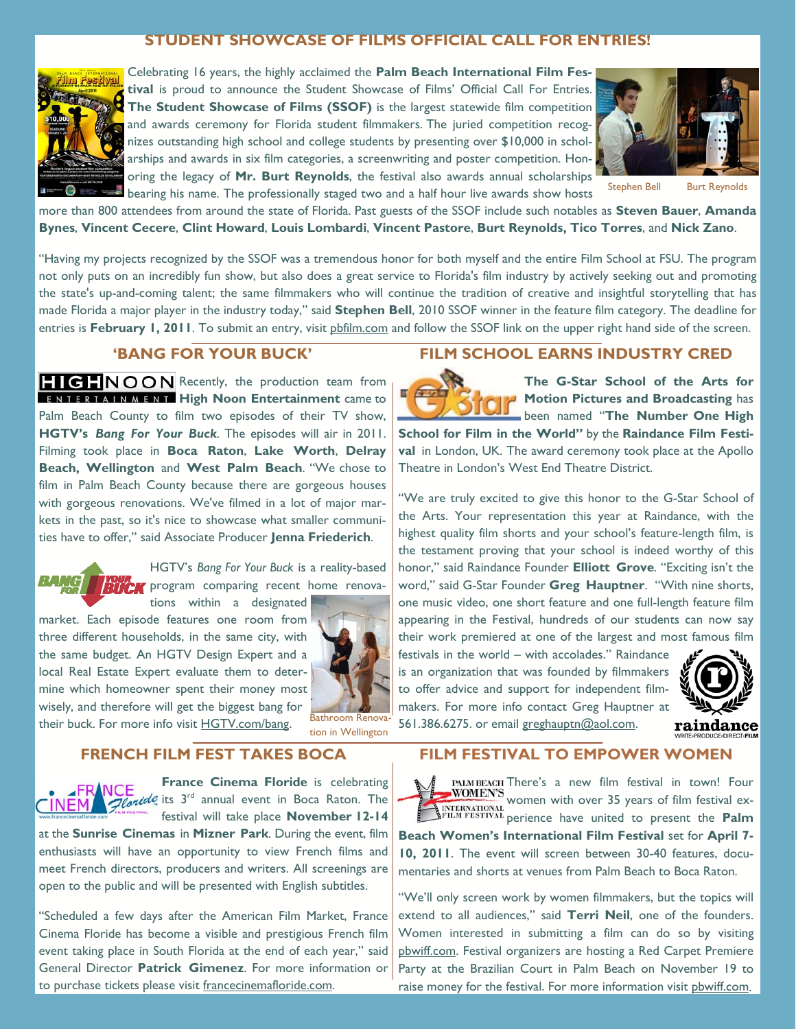## STUDENT SHOWCASE OF FILMS OFFICIAL CALL FOR ENTRIES!

Celebrating 16 years, the highly acclaimed the **Palm Beach International Film Festival** is proud to announce the Student Showcase of Films' Official Call For Entries. **The Student Showcase of Films (SSOF)** is the largest statewide film competition and awards ceremony for Florida student filmmakers. The juried competition recognizes outstanding high school and college students by presenting over $10,000 in scholarships and awards in six film categories, a screenwriting and poster competition. Honoring the legacy of **Mr. Burt Reynolds**, the festival also awards annual scholarships bearing his name. The professionally staged two and a half hour live awards show hosts more than 800 attendees from around the state of Florida. Past guests of the SSOF include such notables as **Steven Bauer**, **Amanda Bynes**, **Vincent Cecere**, **Clint Howard**, **Louis Lombardi**, **Vincent Pastore**, **Burt Reynolds, Tico Torres**, and **Nick Zano**.

Stephen Bell    Burt Reynolds

"Having my projects recognized by the SSOF was a tremendous honor for both myself and the entire Film School at FSU. The program not only puts on an incredibly fun show, but also does a great service to Florida's film industry by actively seeking out and promoting the state's up-and-coming talent; the same filmmakers who will continue the tradition of creative and insightful storytelling that has made Florida a major player in the industry today," said **Stephen Bell**, 2010 SSOF winner in the feature film category. The deadline for entries is **February 1, 2011**. To submit an entry, visit pbfilm.com and follow the SSOF link on the upper right hand side of the screen.

## 'BANG FOR YOUR BUCK'

Recently, the production team from **High Noon Entertainment** came to Palm Beach County to film two episodes of their TV show, **HGTV's *Bang For Your Buck***. The episodes will air in 2011. Filming took place in **Boca Raton**, **Lake Worth**, **Delray Beach, Wellington** and **West Palm Beach**. "We chose to film in Palm Beach County because there are gorgeous houses with gorgeous renovations. We've filmed in a lot of major markets in the past, so it's nice to showcase what smaller communities have to offer," said Associate Producer **Jenna Friederich**.

HGTV's *Bang For Your Buck* is a reality-based program comparing recent home renovations within a designated market. Each episode features one room from three different households, in the same city, with the same budget. An HGTV Design Expert and a local Real Estate Expert evaluate them to determine which homeowner spent their money most wisely, and therefore will get the biggest bang for their buck. For more info visit HGTV.com/bang.

Bathroom Renovation in Wellington

## FILM SCHOOL EARNS INDUSTRY CRED

**The G-Star School of the Arts for Motion Pictures and Broadcasting** has been named "**The Number One High School for Film in the World"** by the **Raindance Film Festival** in London, UK. The award ceremony took place at the Apollo Theatre in London's West End Theatre District.

"We are truly excited to give this honor to the G-Star School of the Arts. Your representation this year at Raindance, with the highest quality film shorts and your school's feature-length film, is the testament proving that your school is indeed worthy of this honor," said Raindance Founder **Elliott Grove**. "Exciting isn't the word," said G-Star Founder **Greg Hauptner**. "With nine shorts, one music video, one short feature and one full-length feature film appearing in the Festival, hundreds of our students can now say their work premiered at one of the largest and most famous film festivals in the world – with accolades." Raindance is an organization that was founded by filmmakers to offer advice and support for independent filmmakers. For more info contact Greg Hauptner at 561.386.6275. or email greghauptn@aol.com.

## FRENCH FILM FEST TAKES BOCA

**France Cinema Floride** is celebrating its 3rd annual event in Boca Raton. The festival will take place **November 12-14** at the **Sunrise Cinemas** in **Mizner Park**. During the event, film enthusiasts will have an opportunity to view French films and meet French directors, producers and writers. All screenings are open to the public and will be presented with English subtitles.

"Scheduled a few days after the American Film Market, France Cinema Floride has become a visible and prestigious French film event taking place in South Florida at the end of each year," said General Director **Patrick Gimenez**. For more information or to purchase tickets please visit francecinemafloride.com.

## FILM FESTIVAL TO EMPOWER WOMEN

There's a new film festival in town! Four women with over 35 years of film festival experience have united to present the **Palm Beach Women's International Film Festival** set for **April 7-10, 2011**. The event will screen between 30-40 features, documentaries and shorts at venues from Palm Beach to Boca Raton.

"We'll only screen work by women filmmakers, but the topics will extend to all audiences," said **Terri Neil**, one of the founders. Women interested in submitting a film can do so by visiting pbwiff.com. Festival organizers are hosting a Red Carpet Premiere Party at the Brazilian Court in Palm Beach on November 19 to raise money for the festival. For more information visit pbwiff.com.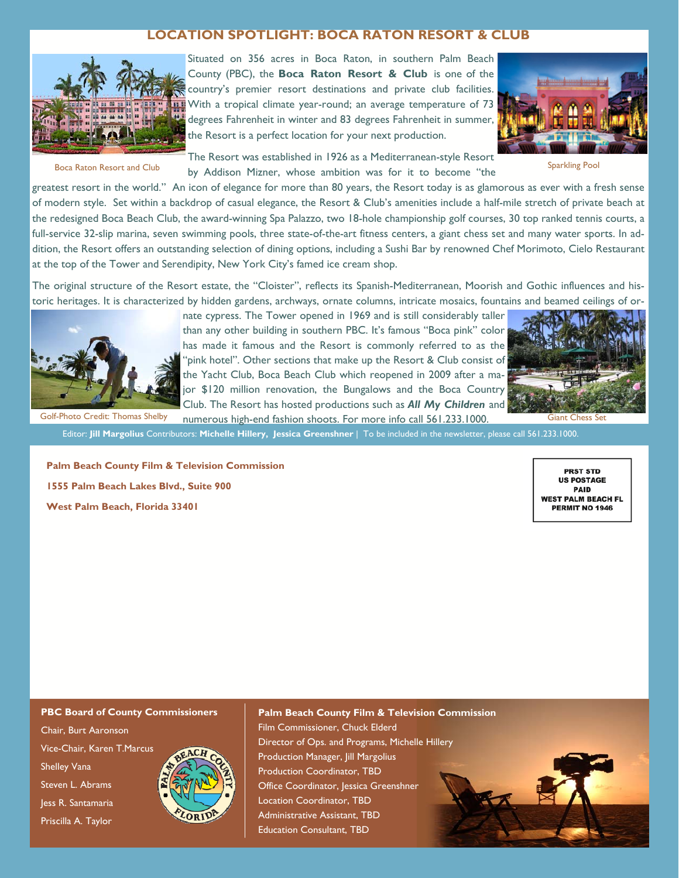## LOCATION SPOTLIGHT: BOCA RATON RESORT & CLUB

Boca Raton Resort and Club

Situated on 356 acres in Boca Raton, in southern Palm Beach County (PBC), the **Boca Raton Resort & Club** is one of the country's premier resort destinations and private club facilities. With a tropical climate year-round; an average temperature of 73 degrees Fahrenheit in winter and 83 degrees Fahrenheit in summer, the Resort is a perfect location for your next production.

Sparkling Pool

The Resort was established in 1926 as a Mediterranean-style Resort by Addison Mizner, whose ambition was for it to become "the greatest resort in the world." An icon of elegance for more than 80 years, the Resort today is as glamorous as ever with a fresh sense of modern style. Set within a backdrop of casual elegance, the Resort & Club's amenities include a half-mile stretch of private beach at the redesigned Boca Beach Club, the award-winning Spa Palazzo, two 18-hole championship golf courses, 30 top ranked tennis courts, a full-service 32-slip marina, seven swimming pools, three state-of-the-art fitness centers, a giant chess set and many water sports. In addition, the Resort offers an outstanding selection of dining options, including a Sushi Bar by renowned Chef Morimoto, Cielo Restaurant at the top of the Tower and Serendipity, New York City's famed ice cream shop.

The original structure of the Resort estate, the "Cloister", reflects its Spanish-Mediterranean, Moorish and Gothic influences and historic heritages. It is characterized by hidden gardens, archways, ornate columns, intricate mosaics, fountains and beamed ceilings of ornate cypress. The Tower opened in 1969 and is still considerably taller than any other building in southern PBC. It's famous "Boca pink" color has made it famous and the Resort is commonly referred to as the "pink hotel". Other sections that make up the Resort & Club consist of the Yacht Club, Boca Beach Club which reopened in 2009 after a major $120 million renovation, the Bungalows and the Boca Country Club. The Resort has hosted productions such as ***All My Children*** and numerous high-end fashion shoots. For more info call 561.233.1000.

Golf-Photo Credit: Thomas Shelby

Giant Chess Set

Editor: **Jill Margolius** Contributors: **Michelle Hillery, Jessica Greenshner** | To be included in the newsletter, please call 561.233.1000.

**Palm Beach County Film & Television Commission**

**1555 Palm Beach Lakes Blvd., Suite 900**

**West Palm Beach, Florida 33401**

PRST STD
US POSTAGE
PAID
WEST PALM BEACH FL
PERMIT NO 1946

**PBC Board of County Commissioners**

Chair, Burt Aaronson
Vice-Chair, Karen T.Marcus
Shelley Vana
Steven L. Abrams
Jess R. Santamaria
Priscilla A. Taylor

**Palm Beach County Film & Television Commission**

Film Commissioner, Chuck Elderd
Director of Ops. and Programs, Michelle Hillery
Production Manager, Jill Margolius
Production Coordinator, TBD
Office Coordinator, Jessica Greenshner
Location Coordinator, TBD
Administrative Assistant, TBD
Education Consultant, TBD